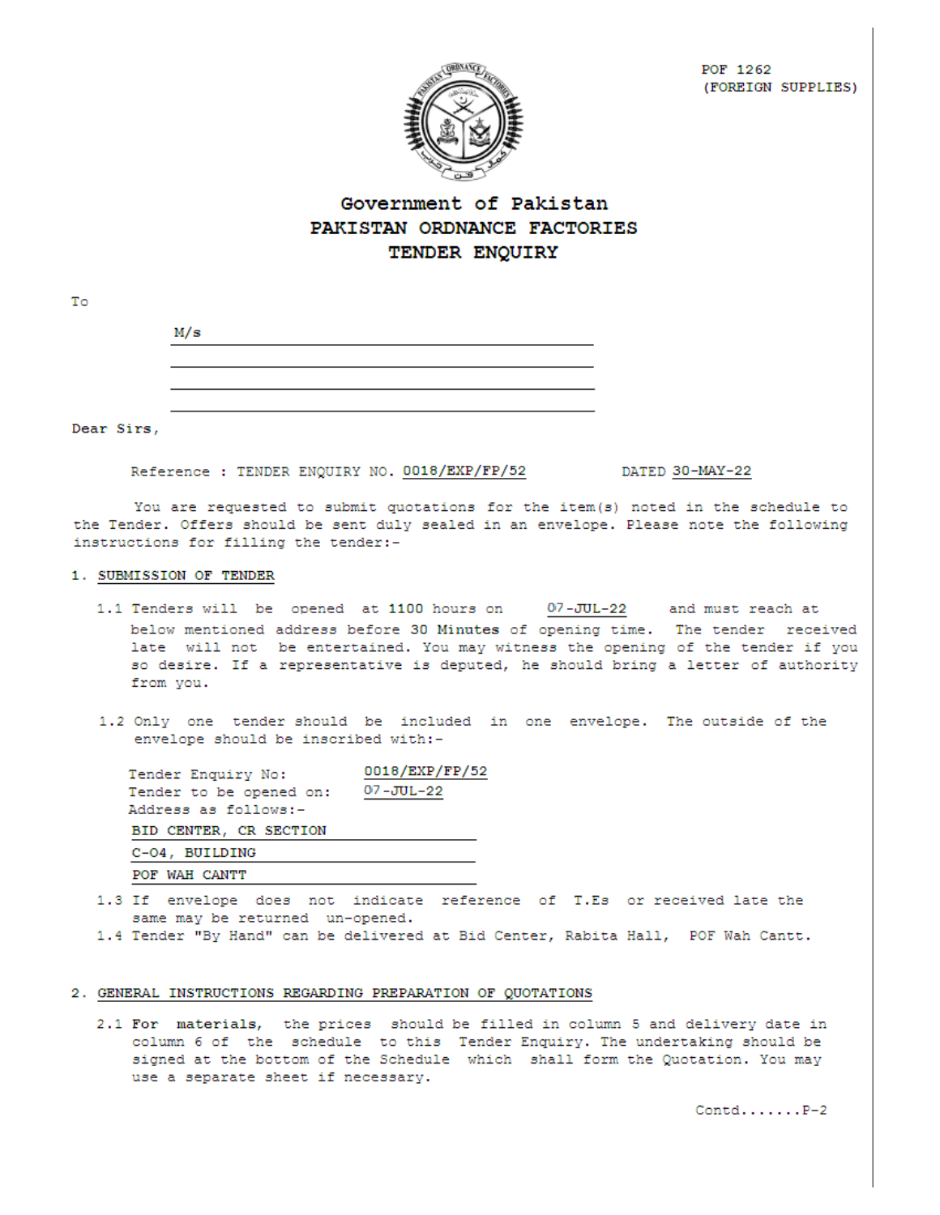POF 1262
(FOREIGN SUPPLIES)

# Government of Pakistan
# PAKISTAN ORDNANCE FACTORIES
## TENDER ENQUIRY

To

M/s ______________________________

______________________________

______________________________

______________________________

Dear Sirs,

Reference : TENDER ENQUIRY NO. 0018/EXP/FP/52 DATED 30-MAY-22

You are requested to submit quotations for the item(s) noted in the schedule to the Tender. Offers should be sent duly sealed in an envelope. Please note the following instructions for filling the tender:-

1. **SUBMISSION OF TENDER**

1.1 Tenders will be opened at **1100** hours on 07-JUL-22 and must reach at below mentioned address before **30 Minutes** of opening time. The tender received late will not be entertained. You may witness the opening of the tender if you so desire. If a representative is deputed, he should bring a letter of authority from you.

1.2 Only one tender should be included in one envelope. The outside of the envelope should be inscribed with:-

Tender Enquiry No: 0018/EXP/FP/52
Tender to be opened on: 07-JUL-22
Address as follows:-
BID CENTER, CR SECTION
C-04, BUILDING
POF WAH CANTT

1.3 If envelope does not indicate reference of T.Es or received late the same may be returned un-opened.

1.4 Tender "By Hand" can be delivered at Bid Center, Rabita Hall, POF Wah Cantt.

2. **GENERAL INSTRUCTIONS REGARDING PREPARATION OF QUOTATIONS**

2.1 For materials, the prices should be filled in column 5 and delivery date in column 6 of the schedule to this Tender Enquiry. The undertaking should be signed at the bottom of the Schedule which shall form the Quotation. You may use a separate sheet if necessary.

Contd.......P-2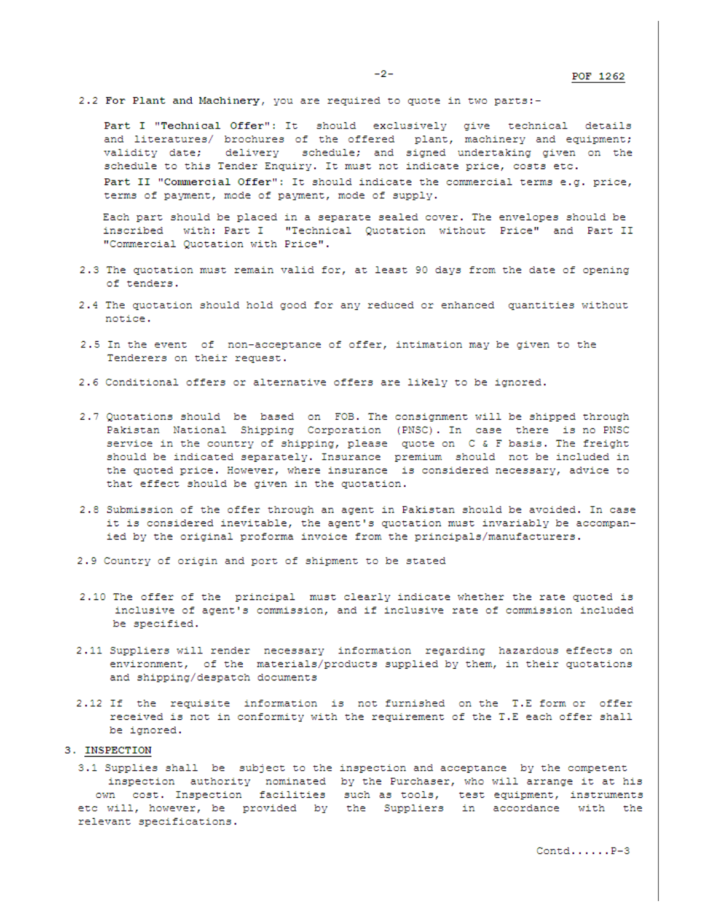2.2 **For Plant and Machinery**, you are required to quote in two parts:-

**Part I "Technical Offer"**: It should exclusively give technical details and literatures/ brochures of the offered plant, machinery and equipment; validity date; delivery schedule; and signed undertaking given on the schedule to this Tender Enquiry. It must not indicate price, costs etc.

**Part II "Commercial Offer"**: It should indicate the commercial terms e.g. price, terms of payment, mode of payment, mode of supply.

Each part should be placed in a separate sealed cover. The envelopes should be inscribed with: Part I "Technical Quotation without Price" and Part II "Commercial Quotation with Price".

2.3 The quotation must remain valid for, at least 90 days from the date of opening of tenders.

2.4 The quotation should hold good for any reduced or enhanced quantities without notice.

2.5 In the event of non-acceptance of offer, intimation may be given to the Tenderers on their request.

2.6 Conditional offers or alternative offers are likely to be ignored.

2.7 Quotations should be based on FOB. The consignment will be shipped through Pakistan National Shipping Corporation (PNSC). In case there is no PNSC service in the country of shipping, please quote on C & F basis. The freight should be indicated separately. Insurance premium should not be included in the quoted price. However, where insurance is considered necessary, advice to that effect should be given in the quotation.

2.8 Submission of the offer through an agent in Pakistan should be avoided. In case it is considered inevitable, the agent's quotation must invariably be accompanied by the original proforma invoice from the principals/manufacturers.

2.9 Country of origin and port of shipment to be stated

2.10 The offer of the principal must clearly indicate whether the rate quoted is inclusive of agent's commission, and if inclusive rate of commission included be specified.

2.11 Suppliers will render necessary information regarding hazardous effects on environment, of the materials/products supplied by them, in their quotations and shipping/despatch documents

2.12 If the requisite information is not furnished on the T.E form or offer received is not in conformity with the requirement of the T.E each offer shall be ignored.

## 3. INSPECTION

3.1 Supplies shall be subject to the inspection and acceptance by the competent inspection authority nominated by the Purchaser, who will arrange it at his own cost. Inspection facilities such as tools, test equipment, instruments etc will, however, be provided by the Suppliers in accordance with the relevant specifications.

Contd......P-3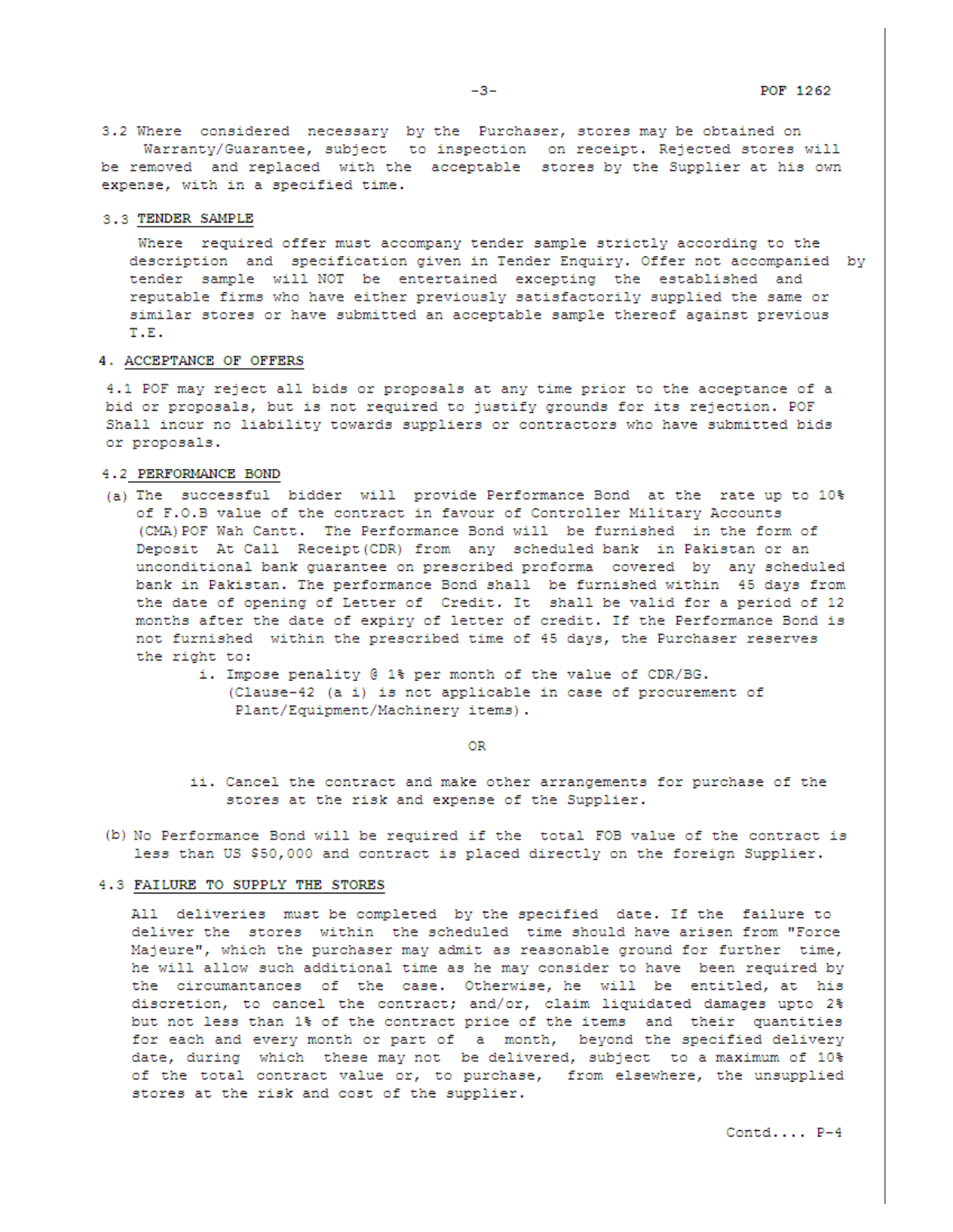3.2 Where considered necessary by the Purchaser, stores may be obtained on Warranty/Guarantee, subject to inspection on receipt. Rejected stores will be removed and replaced with the acceptable stores by the Supplier at his own expense, with in a specified time.

3.3 **TENDER SAMPLE**

Where required offer must accompany tender sample strictly according to the description and specification given in Tender Enquiry. Offer not accompanied by tender sample will NOT be entertained excepting the established and reputable firms who have either previously satisfactorily supplied the same or similar stores or have submitted an acceptable sample thereof against previous T.E.

## 4. ACCEPTANCE OF OFFERS

4.1 POF may reject all bids or proposals at any time prior to the acceptance of a bid or proposals, but is not required to justify grounds for its rejection. POF Shall incur no liability towards suppliers or contractors who have submitted bids or proposals.

4.2 **PERFORMANCE BOND**

(a) The successful bidder will provide Performance Bond at the rate up to 10% of F.O.B value of the contract in favour of Controller Military Accounts (CMA) POF Wah Cantt. The Performance Bond will be furnished in the form of Deposit At Call Receipt (CDR) from any scheduled bank in Pakistan or an unconditional bank guarantee on prescribed proforma covered by any scheduled bank in Pakistan. The performance Bond shall be furnished within 45 days from the date of opening of Letter of Credit. It shall be valid for a period of 12 months after the date of expiry of letter of credit. If the Performance Bond is not furnished within the prescribed time of 45 days, the Purchaser reserves the right to:

   i. Impose penality @ 1% per month of the value of CDR/BG. (Clause-42 (a i) is not applicable in case of procurement of Plant/Equipment/Machinery items).

   OR

   ii. Cancel the contract and make other arrangements for purchase of the stores at the risk and expense of the Supplier.

(b) No Performance Bond will be required if the total FOB value of the contract is less than US $50,000 and contract is placed directly on the foreign Supplier.

4.3 **FAILURE TO SUPPLY THE STORES**

All deliveries must be completed by the specified date. If the failure to deliver the stores within the scheduled time should have arisen from "Force Majeure", which the purchaser may admit as reasonable ground for further time, he will allow such additional time as he may consider to have been required by the circumstances of the case. Otherwise, he will be entitled, at his discretion, to cancel the contract; and/or, claim liquidated damages upto 2% but not less than 1% of the contract price of the items and their quantities for each and every month or part of a month, beyond the specified delivery date, during which these may not be delivered, subject to a maximum of 10% of the total contract value or, to purchase, from elsewhere, the unsupplied stores at the risk and cost of the supplier.

Contd.... P-4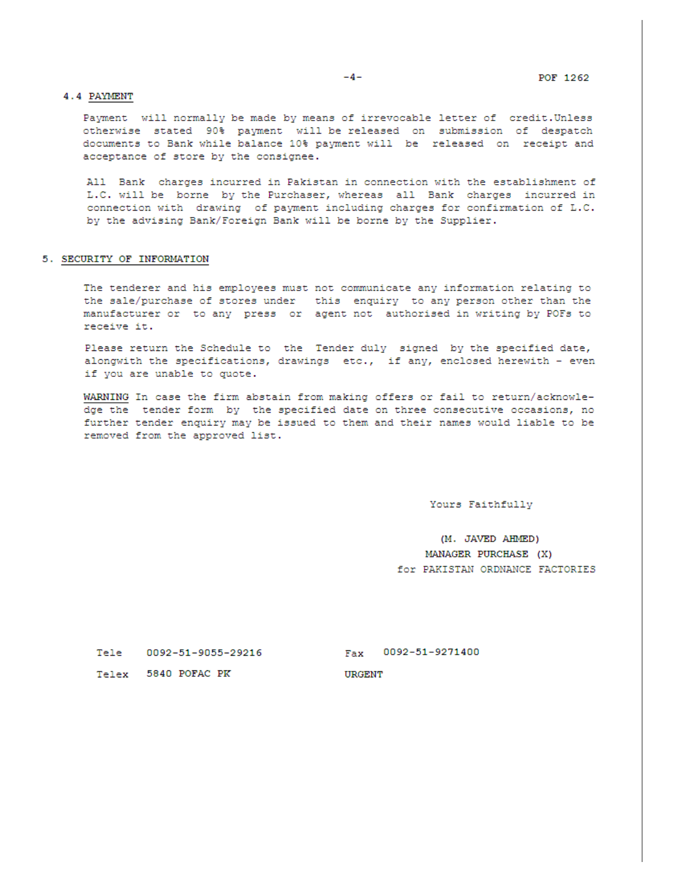### 4.4 PAYMENT

Payment will normally be made by means of irrevocable letter of credit.Unless otherwise stated 90% payment will be released on submission of despatch documents to Bank while balance 10% payment will be released on receipt and acceptance of store by the consignee.

All Bank charges incurred in Pakistan in connection with the establishment of L.C. will be borne by the Purchaser, whereas all Bank charges incurred in connection with drawing of payment including charges for confirmation of L.C. by the advising Bank/Foreign Bank will be borne by the Supplier.

## 5. SECURITY OF INFORMATION

The tenderer and his employees must not communicate any information relating to the sale/purchase of stores under this enquiry to any person other than the manufacturer or to any press or agent not authorised in writing by POFs to receive it.

Please return the Schedule to the Tender duly signed by the specified date, alongwith the specifications, drawings etc., if any, enclosed herewith - even if you are unable to quote.

WARNING In case the firm abstain from making offers or fail to return/acknowledge the tender form by the specified date on three consecutive occasions, no further tender enquiry may be issued to them and their names would liable to be removed from the approved list.

Yours Faithfully

(M. JAVED AHMED)
MANAGER PURCHASE (X)
for PAKISTAN ORDNANCE FACTORIES

Tele 0092-51-9055-29216 Fax 0092-51-9271400

Telex 5840 POFAC PK URGENT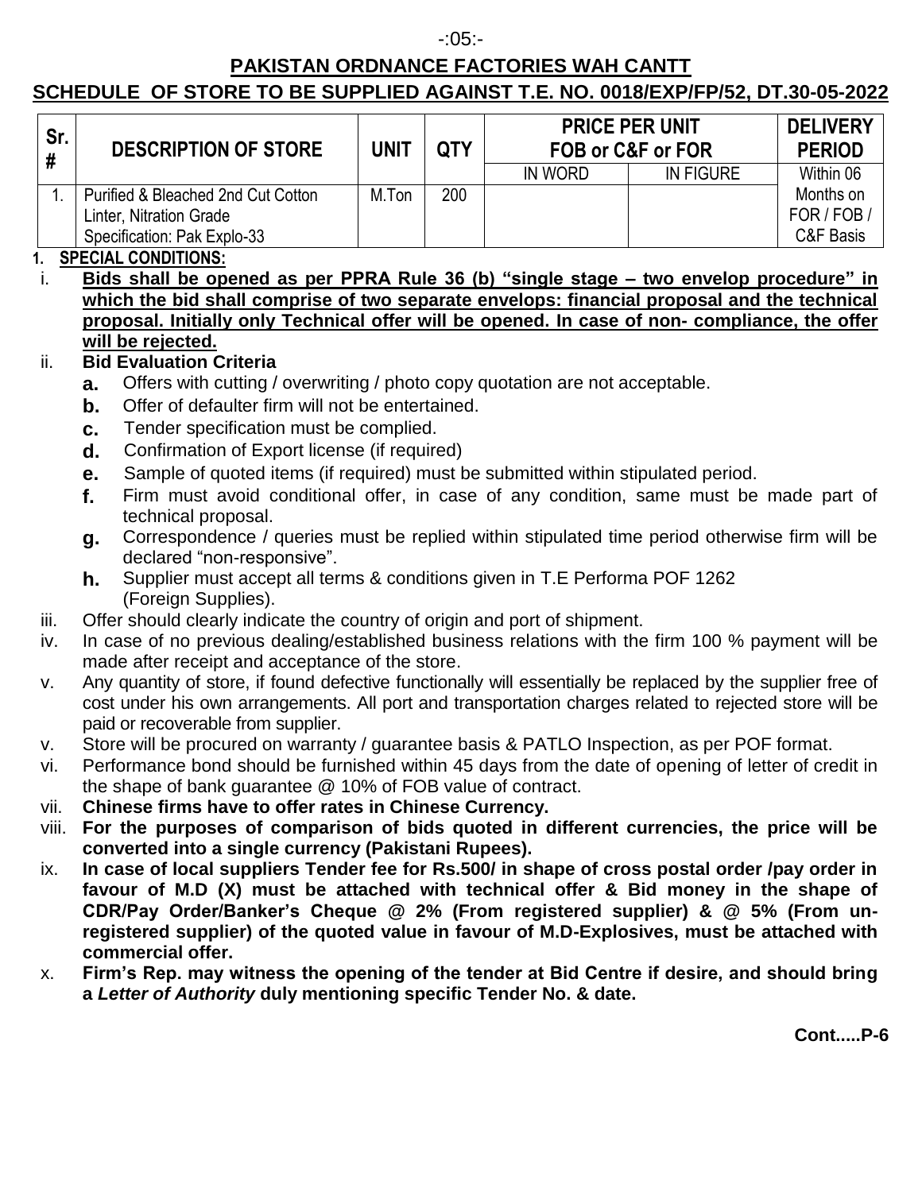## PAKISTAN ORDNANCE FACTORIES WAH CANTT

## SCHEDULE OF STORE TO BE SUPPLIED AGAINST T.E. NO. 0018/EXP/FP/52, DT.30-05-2022

| Sr. # | DESCRIPTION OF STORE | UNIT | QTY | PRICE PER UNIT FOB or C&F or FOR | | DELIVERY PERIOD |
|---|---|---|---|---|---|---|
| | | | | IN WORD | IN FIGURE | Within 06 |
| 1. | Purified & Bleached 2nd Cut Cotton Linter, Nitration Grade Specification: Pak Explo-33 | M.Ton | 200 | | | Months on FOR / FOB / C&F Basis |

**1. SPECIAL CONDITIONS:**

i. **Bids shall be opened as per PPRA Rule 36 (b) "single stage – two envelop procedure" in which the bid shall comprise of two separate envelops: financial proposal and the technical proposal. Initially only Technical offer will be opened. In case of non- compliance, the offer will be rejected.**

ii. **Bid Evaluation Criteria**
   - **a.** Offers with cutting / overwriting / photo copy quotation are not acceptable.
   - **b.** Offer of defaulter firm will not be entertained.
   - **c.** Tender specification must be complied.
   - **d.** Confirmation of Export license (if required)
   - **e.** Sample of quoted items (if required) must be submitted within stipulated period.
   - **f.** Firm must avoid conditional offer, in case of any condition, same must be made part of technical proposal.
   - **g.** Correspondence / queries must be replied within stipulated time period otherwise firm will be declared "non-responsive".
   - **h.** Supplier must accept all terms & conditions given in T.E Performa POF 1262 (Foreign Supplies).

iii. Offer should clearly indicate the country of origin and port of shipment.

iv. In case of no previous dealing/established business relations with the firm 100 % payment will be made after receipt and acceptance of the store.

v. Any quantity of store, if found defective functionally will essentially be replaced by the supplier free of cost under his own arrangements. All port and transportation charges related to rejected store will be paid or recoverable from supplier.

v. Store will be procured on warranty / guarantee basis & PATLO Inspection, as per POF format.

vi. Performance bond should be furnished within 45 days from the date of opening of letter of credit in the shape of bank guarantee @ 10% of FOB value of contract.

vii. **Chinese firms have to offer rates in Chinese Currency.**

viii. **For the purposes of comparison of bids quoted in different currencies, the price will be converted into a single currency (Pakistani Rupees).**

ix. **In case of local suppliers Tender fee for Rs.500/ in shape of cross postal order /pay order in favour of M.D (X) must be attached with technical offer & Bid money in the shape of CDR/Pay Order/Banker's Cheque @ 2% (From registered supplier) & @ 5% (From un-registered supplier) of the quoted value in favour of M.D-Explosives, must be attached with commercial offer.**

x. **Firm's Rep. may witness the opening of the tender at Bid Centre if desire, and should bring a *Letter of Authority* duly mentioning specific Tender No. & date.**

**Cont.....P-6**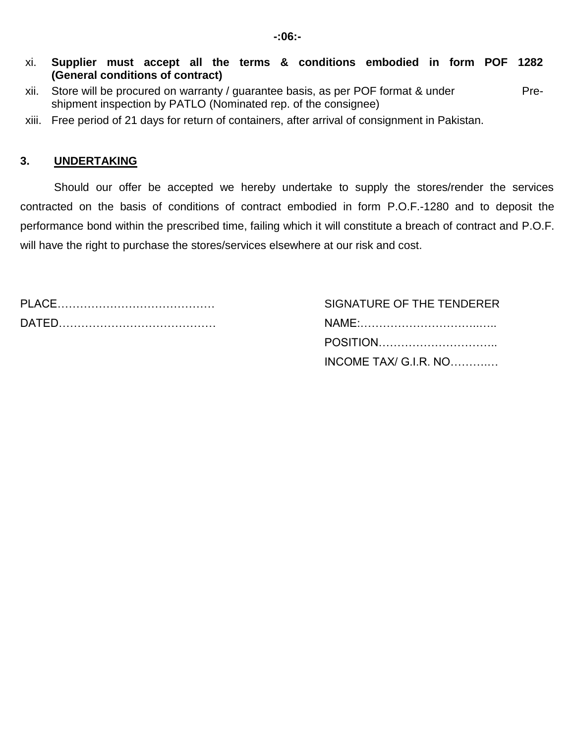xi. **Supplier must accept all the terms & conditions embodied in form POF 1282 (General conditions of contract)**

xii. Store will be procured on warranty / guarantee basis, as per POF format & under Pre-shipment inspection by PATLO (Nominated rep. of the consignee)

xiii. Free period of 21 days for return of containers, after arrival of consignment in Pakistan.

**3. UNDERTAKING**

Should our offer be accepted we hereby undertake to supply the stores/render the services contracted on the basis of conditions of contract embodied in form P.O.F.-1280 and to deposit the performance bond within the prescribed time, failing which it will constitute a breach of contract and P.O.F. will have the right to purchase the stores/services elsewhere at our risk and cost.

PLACE……………………………………

DATED……………………………………

SIGNATURE OF THE TENDERER

NAME:…………………………..…..

POSITION…………………………..

INCOME TAX/ G.I.R. NO………..…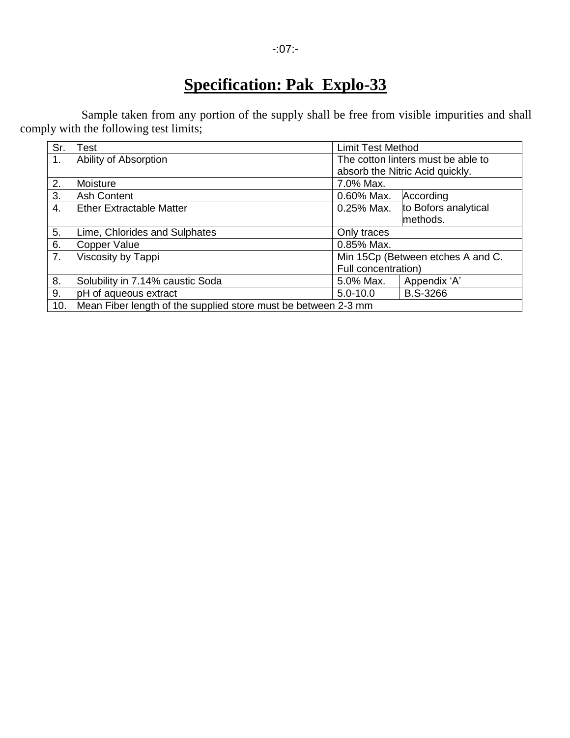# Specification: Pak Explo-33

Sample taken from any portion of the supply shall be free from visible impurities and shall comply with the following test limits;

| Sr. | Test | Limit Test Method | |
|---|---|---|---|
| 1. | Ability of Absorption | The cotton linters must be able to absorb the Nitric Acid quickly. | |
| 2. | Moisture | 7.0% Max. | |
| 3. | Ash Content | 0.60% Max. | According to Bofors analytical methods. |
| 4. | Ether Extractable Matter | 0.25% Max. | |
| 5. | Lime, Chlorides and Sulphates | Only traces | |
| 6. | Copper Value | 0.85% Max. | |
| 7. | Viscosity by Tappi | Min 15Cp (Between etches A and C. Full concentration) | |
| 8. | Solubility in 7.14% caustic Soda | 5.0% Max. | Appendix 'A' |
| 9. | pH of aqueous extract | 5.0-10.0 | B.S-3266 |
| 10. | Mean Fiber length of the supplied store must be between 2-3 mm | | |